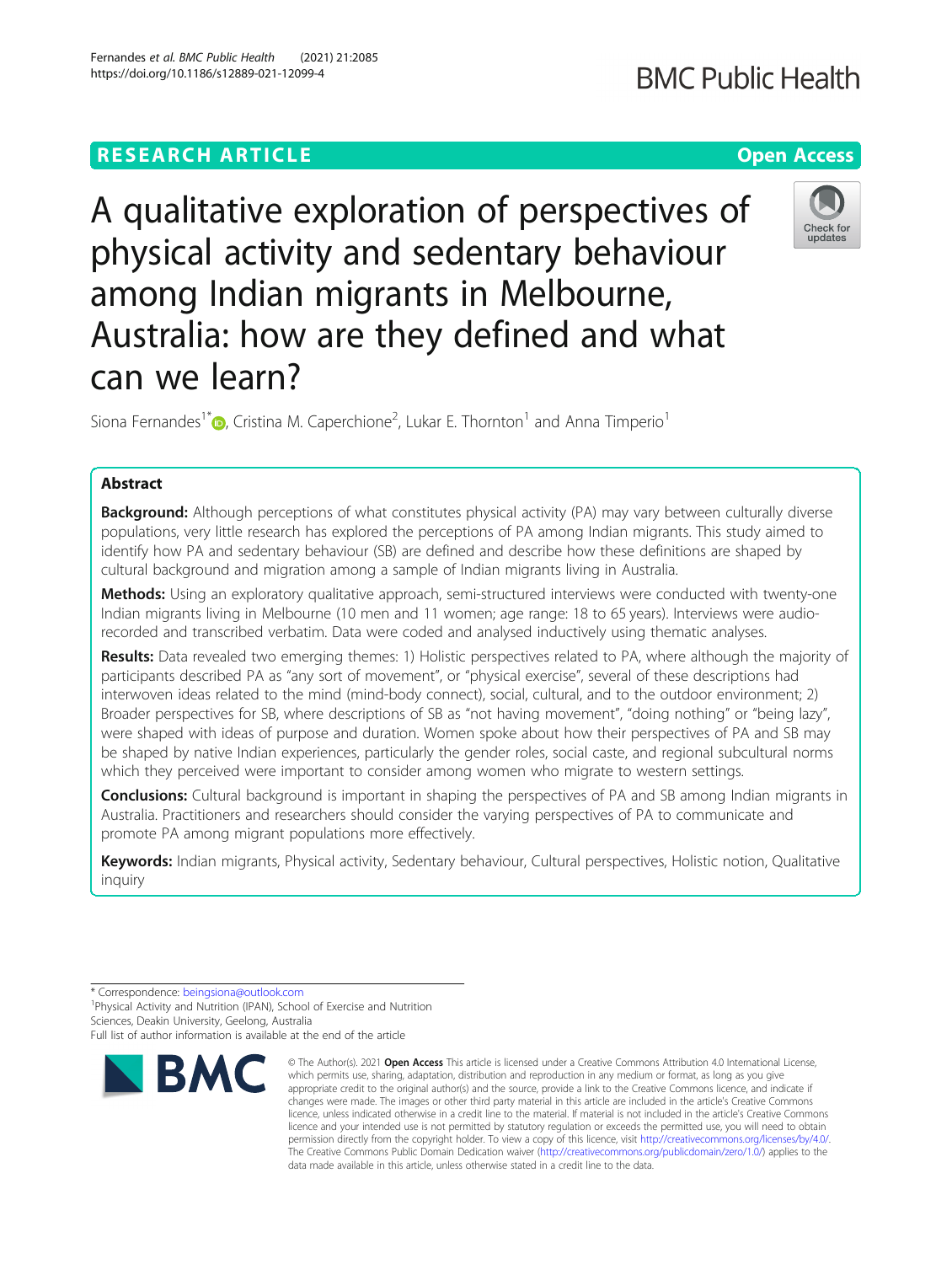RESEARCH ARTICLE

Open Access

# A qualitative exploration of perspectives of physical activity and sedentary behaviour among Indian migrants in Melbourne, Australia: how are they defined and what can we learn?

Siona Fernandes[1*], Cristina M. Caperchione[2], Lukar E. Thornton[1] and Anna Timperio[1]

## Abstract

**Background:** Although perceptions of what constitutes physical activity (PA) may vary between culturally diverse populations, very little research has explored the perceptions of PA among Indian migrants. This study aimed to identify how PA and sedentary behaviour (SB) are defined and describe how these definitions are shaped by cultural background and migration among a sample of Indian migrants living in Australia.

**Methods:** Using an exploratory qualitative approach, semi-structured interviews were conducted with twenty-one Indian migrants living in Melbourne (10 men and 11 women; age range: 18 to 65 years). Interviews were audio-recorded and transcribed verbatim. Data were coded and analysed inductively using thematic analyses.

**Results:** Data revealed two emerging themes: 1) Holistic perspectives related to PA, where although the majority of participants described PA as "any sort of movement", or "physical exercise", several of these descriptions had interwoven ideas related to the mind (mind-body connect), social, cultural, and to the outdoor environment; 2) Broader perspectives for SB, where descriptions of SB as "not having movement", "doing nothing" or "being lazy", were shaped with ideas of purpose and duration. Women spoke about how their perspectives of PA and SB may be shaped by native Indian experiences, particularly the gender roles, social caste, and regional subcultural norms which they perceived were important to consider among women who migrate to western settings.

**Conclusions:** Cultural background is important in shaping the perspectives of PA and SB among Indian migrants in Australia. Practitioners and researchers should consider the varying perspectives of PA to communicate and promote PA among migrant populations more effectively.

**Keywords:** Indian migrants, Physical activity, Sedentary behaviour, Cultural perspectives, Holistic notion, Qualitative inquiry

\* Correspondence: beingsiona@outlook.com

[1]Physical Activity and Nutrition (IPAN), School of Exercise and Nutrition Sciences, Deakin University, Geelong, Australia

Full list of author information is available at the end of the article

© The Author(s). 2021 **Open Access** This article is licensed under a Creative Commons Attribution 4.0 International License, which permits use, sharing, adaptation, distribution and reproduction in any medium or format, as long as you give appropriate credit to the original author(s) and the source, provide a link to the Creative Commons licence, and indicate if changes were made. The images or other third party material in this article are included in the article's Creative Commons licence, unless indicated otherwise in a credit line to the material. If material is not included in the article's Creative Commons licence and your intended use is not permitted by statutory regulation or exceeds the permitted use, you will need to obtain permission directly from the copyright holder. To view a copy of this licence, visit http://creativecommons.org/licenses/by/4.0/. The Creative Commons Public Domain Dedication waiver (http://creativecommons.org/publicdomain/zero/1.0/) applies to the data made available in this article, unless otherwise stated in a credit line to the data.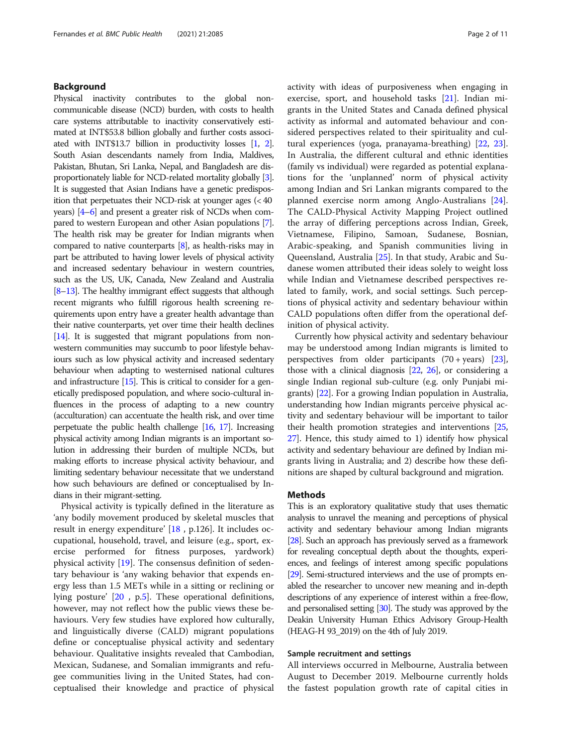## Background

Physical inactivity contributes to the global non-communicable disease (NCD) burden, with costs to health care systems attributable to inactivity conservatively estimated at INT$53.8 billion globally and further costs associated with INT$13.7 billion in productivity losses [1, 2]. South Asian descendants namely from India, Maldives, Pakistan, Bhutan, Sri Lanka, Nepal, and Bangladesh are disproportionately liable for NCD-related mortality globally [3]. It is suggested that Asian Indians have a genetic predisposition that perpetuates their NCD-risk at younger ages (< 40 years) [4–6] and present a greater risk of NCDs when compared to western European and other Asian populations [7]. The health risk may be greater for Indian migrants when compared to native counterparts [8], as health-risks may in part be attributed to having lower levels of physical activity and increased sedentary behaviour in western countries, such as the US, UK, Canada, New Zealand and Australia [8–13]. The healthy immigrant effect suggests that although recent migrants who fulfill rigorous health screening requirements upon entry have a greater health advantage than their native counterparts, yet over time their health declines [14]. It is suggested that migrant populations from non-western communities may succumb to poor lifestyle behaviours such as low physical activity and increased sedentary behaviour when adapting to westernised national cultures and infrastructure [15]. This is critical to consider for a genetically predisposed population, and where socio-cultural influences in the process of adapting to a new country (acculturation) can accentuate the health risk, and over time perpetuate the public health challenge [16, 17]. Increasing physical activity among Indian migrants is an important solution in addressing their burden of multiple NCDs, but making efforts to increase physical activity behaviour, and limiting sedentary behaviour necessitate that we understand how such behaviours are defined or conceptualised by Indians in their migrant-setting.

Physical activity is typically defined in the literature as 'any bodily movement produced by skeletal muscles that result in energy expenditure' [18 , p.126]. It includes occupational, household, travel, and leisure (e.g., sport, exercise performed for fitness purposes, yardwork) physical activity [19]. The consensus definition of sedentary behaviour is 'any waking behavior that expends energy less than 1.5 METs while in a sitting or reclining or lying posture' [20 , p.5]. These operational definitions, however, may not reflect how the public views these behaviours. Very few studies have explored how culturally, and linguistically diverse (CALD) migrant populations define or conceptualise physical activity and sedentary behaviour. Qualitative insights revealed that Cambodian, Mexican, Sudanese, and Somalian immigrants and refugee communities living in the United States, had conceptualised their knowledge and practice of physical activity with ideas of purposiveness when engaging in exercise, sport, and household tasks [21]. Indian migrants in the United States and Canada defined physical activity as informal and automated behaviour and considered perspectives related to their spirituality and cultural experiences (yoga, pranayama-breathing) [22, 23]. In Australia, the different cultural and ethnic identities (family vs individual) were regarded as potential explanations for the 'unplanned' norm of physical activity among Indian and Sri Lankan migrants compared to the planned exercise norm among Anglo-Australians [24]. The CALD-Physical Activity Mapping Project outlined the array of differing perceptions across Indian, Greek, Vietnamese, Filipino, Samoan, Sudanese, Bosnian, Arabic-speaking, and Spanish communities living in Queensland, Australia [25]. In that study, Arabic and Sudanese women attributed their ideas solely to weight loss while Indian and Vietnamese described perspectives related to family, work, and social settings. Such perceptions of physical activity and sedentary behaviour within CALD populations often differ from the operational definition of physical activity.

Currently how physical activity and sedentary behaviour may be understood among Indian migrants is limited to perspectives from older participants (70 + years) [23], those with a clinical diagnosis [22, 26], or considering a single Indian regional sub-culture (e.g. only Punjabi migrants) [22]. For a growing Indian population in Australia, understanding how Indian migrants perceive physical activity and sedentary behaviour will be important to tailor their health promotion strategies and interventions [25, 27]. Hence, this study aimed to 1) identify how physical activity and sedentary behaviour are defined by Indian migrants living in Australia; and 2) describe how these definitions are shaped by cultural background and migration.

## Methods

This is an exploratory qualitative study that uses thematic analysis to unravel the meaning and perceptions of physical activity and sedentary behaviour among Indian migrants [28]. Such an approach has previously served as a framework for revealing conceptual depth about the thoughts, experiences, and feelings of interest among specific populations [29]. Semi-structured interviews and the use of prompts enabled the researcher to uncover new meaning and in-depth descriptions of any experience of interest within a free-flow, and personalised setting [30]. The study was approved by the Deakin University Human Ethics Advisory Group-Health (HEAG-H 93_2019) on the 4th of July 2019.

### Sample recruitment and settings

All interviews occurred in Melbourne, Australia between August to December 2019. Melbourne currently holds the fastest population growth rate of capital cities in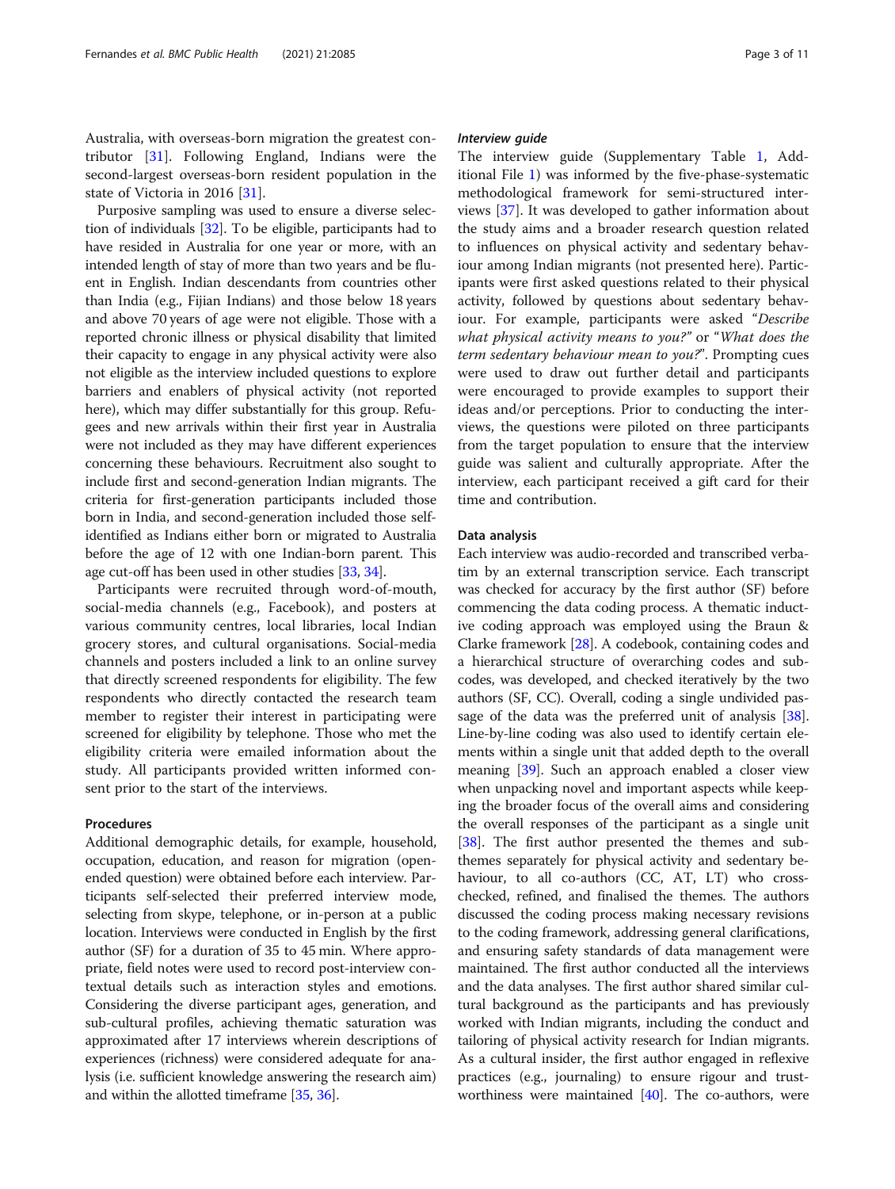Australia, with overseas-born migration the greatest contributor [31]. Following England, Indians were the second-largest overseas-born resident population in the state of Victoria in 2016 [31].

Purposive sampling was used to ensure a diverse selection of individuals [32]. To be eligible, participants had to have resided in Australia for one year or more, with an intended length of stay of more than two years and be fluent in English. Indian descendants from countries other than India (e.g., Fijian Indians) and those below 18 years and above 70 years of age were not eligible. Those with a reported chronic illness or physical disability that limited their capacity to engage in any physical activity were also not eligible as the interview included questions to explore barriers and enablers of physical activity (not reported here), which may differ substantially for this group. Refugees and new arrivals within their first year in Australia were not included as they may have different experiences concerning these behaviours. Recruitment also sought to include first and second-generation Indian migrants. The criteria for first-generation participants included those born in India, and second-generation included those self-identified as Indians either born or migrated to Australia before the age of 12 with one Indian-born parent. This age cut-off has been used in other studies [33, 34].

Participants were recruited through word-of-mouth, social-media channels (e.g., Facebook), and posters at various community centres, local libraries, local Indian grocery stores, and cultural organisations. Social-media channels and posters included a link to an online survey that directly screened respondents for eligibility. The few respondents who directly contacted the research team member to register their interest in participating were screened for eligibility by telephone. Those who met the eligibility criteria were emailed information about the study. All participants provided written informed consent prior to the start of the interviews.

### Procedures

Additional demographic details, for example, household, occupation, education, and reason for migration (open-ended question) were obtained before each interview. Participants self-selected their preferred interview mode, selecting from skype, telephone, or in-person at a public location. Interviews were conducted in English by the first author (SF) for a duration of 35 to 45 min. Where appropriate, field notes were used to record post-interview contextual details such as interaction styles and emotions. Considering the diverse participant ages, generation, and sub-cultural profiles, achieving thematic saturation was approximated after 17 interviews wherein descriptions of experiences (richness) were considered adequate for analysis (i.e. sufficient knowledge answering the research aim) and within the allotted timeframe [35, 36].

#### *Interview guide*

The interview guide (Supplementary Table 1, Additional File 1) was informed by the five-phase-systematic methodological framework for semi-structured interviews [37]. It was developed to gather information about the study aims and a broader research question related to influences on physical activity and sedentary behaviour among Indian migrants (not presented here). Participants were first asked questions related to their physical activity, followed by questions about sedentary behaviour. For example, participants were asked "*Describe what physical activity means to you?*" or "*What does the term sedentary behaviour mean to you?*". Prompting cues were used to draw out further detail and participants were encouraged to provide examples to support their ideas and/or perceptions. Prior to conducting the interviews, the questions were piloted on three participants from the target population to ensure that the interview guide was salient and culturally appropriate. After the interview, each participant received a gift card for their time and contribution.

### Data analysis

Each interview was audio-recorded and transcribed verbatim by an external transcription service. Each transcript was checked for accuracy by the first author (SF) before commencing the data coding process. A thematic inductive coding approach was employed using the Braun & Clarke framework [28]. A codebook, containing codes and a hierarchical structure of overarching codes and sub-codes, was developed, and checked iteratively by the two authors (SF, CC). Overall, coding a single undivided passage of the data was the preferred unit of analysis [38]. Line-by-line coding was also used to identify certain elements within a single unit that added depth to the overall meaning [39]. Such an approach enabled a closer view when unpacking novel and important aspects while keeping the broader focus of the overall aims and considering the overall responses of the participant as a single unit [38]. The first author presented the themes and sub-themes separately for physical activity and sedentary behaviour, to all co-authors (CC, AT, LT) who cross-checked, refined, and finalised the themes. The authors discussed the coding process making necessary revisions to the coding framework, addressing general clarifications, and ensuring safety standards of data management were maintained. The first author conducted all the interviews and the data analyses. The first author shared similar cultural background as the participants and has previously worked with Indian migrants, including the conduct and tailoring of physical activity research for Indian migrants. As a cultural insider, the first author engaged in reflexive practices (e.g., journaling) to ensure rigour and trustworthiness were maintained [40]. The co-authors, were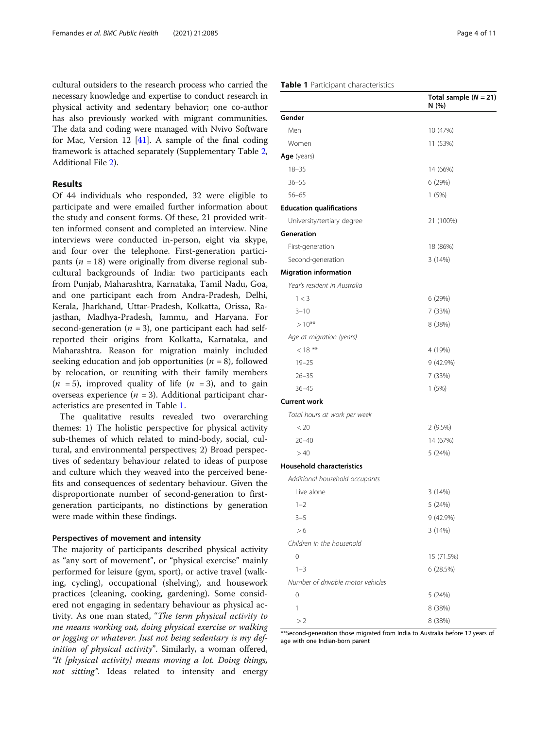cultural outsiders to the research process who carried the necessary knowledge and expertise to conduct research in physical activity and sedentary behavior; one co-author has also previously worked with migrant communities. The data and coding were managed with Nvivo Software for Mac, Version 12 [41]. A sample of the final coding framework is attached separately (Supplementary Table 2, Additional File 2).

## Results

Of 44 individuals who responded, 32 were eligible to participate and were emailed further information about the study and consent forms. Of these, 21 provided written informed consent and completed an interview. Nine interviews were conducted in-person, eight via skype, and four over the telephone. First-generation participants ($n$ = 18) were originally from diverse regional subcultural backgrounds of India: two participants each from Punjab, Maharashtra, Karnataka, Tamil Nadu, Goa, and one participant each from Andra-Pradesh, Delhi, Kerala, Jharkhand, Uttar-Pradesh, Kolkatta, Orissa, Rajasthan, Madhya-Pradesh, Jammu, and Haryana. For second-generation ($n$ = 3), one participant each had self-reported their origins from Kolkatta, Karnataka, and Maharashtra. Reason for migration mainly included seeking education and job opportunities ($n$ = 8), followed by relocation, or reuniting with their family members ($n$ = 5), improved quality of life ($n$ = 3), and to gain overseas experience ($n$ = 3). Additional participant characteristics are presented in Table 1.

**Table 1** Participant characteristics

| | Total sample ($N$ = 21) N (%) |
|---|---|
| **Gender** | |
| Men | 10 (47%) |
| Women | 11 (53%) |
| **Age** (years) | |
| 18–35 | 14 (66%) |
| 36–55 | 6 (29%) |
| 56–65 | 1 (5%) |
| **Education qualifications** | |
| University/tertiary degree | 21 (100%) |
| **Generation** | |
| First-generation | 18 (86%) |
| Second-generation | 3 (14%) |
| **Migration information** | |
| *Year's resident in Australia* | |
| 1 < 3 | 6 (29%) |
| 3–10 | 7 (33%) |
| > 10** | 8 (38%) |
| *Age at migration (years)* | |
| < 18 ** | 4 (19%) |
| 19–25 | 9 (42.9%) |
| 26–35 | 7 (33%) |
| 36–45 | 1 (5%) |
| **Current work** | |
| *Total hours at work per week* | |
| < 20 | 2 (9.5%) |
| 20–40 | 14 (67%) |
| > 40 | 5 (24%) |
| **Household characteristics** | |
| *Additional household occupants* | |
| Live alone | 3 (14%) |
| 1–2 | 5 (24%) |
| 3–5 | 9 (42.9%) |
| > 6 | 3 (14%) |
| *Children in the household* | |
| 0 | 15 (71.5%) |
| 1–3 | 6 (28.5%) |
| *Number of drivable motor vehicles* | |
| 0 | 5 (24%) |
| 1 | 8 (38%) |
| > 2 | 8 (38%) |

**Second-generation those migrated from India to Australia before 12 years of age with one Indian-born parent

The qualitative results revealed two overarching themes: 1) The holistic perspective for physical activity sub-themes of which related to mind-body, social, cultural, and environmental perspectives; 2) Broad perspectives of sedentary behaviour related to ideas of purpose and culture which they weaved into the perceived benefits and consequences of sedentary behaviour. Given the disproportionate number of second-generation to first-generation participants, no distinctions by generation were made within these findings.

### Perspectives of movement and intensity

The majority of participants described physical activity as "any sort of movement", or "physical exercise" mainly performed for leisure (gym, sport), or active travel (walking, cycling), occupational (shelving), and housework practices (cleaning, cooking, gardening). Some considered not engaging in sedentary behaviour as physical activity. As one man stated, "*The term physical activity to me means working out, doing physical exercise or walking or jogging or whatever. Just not being sedentary is my definition of physical activity*". Similarly, a woman offered, *"It [physical activity] means moving a lot. Doing things, not sitting"*. Ideas related to intensity and energy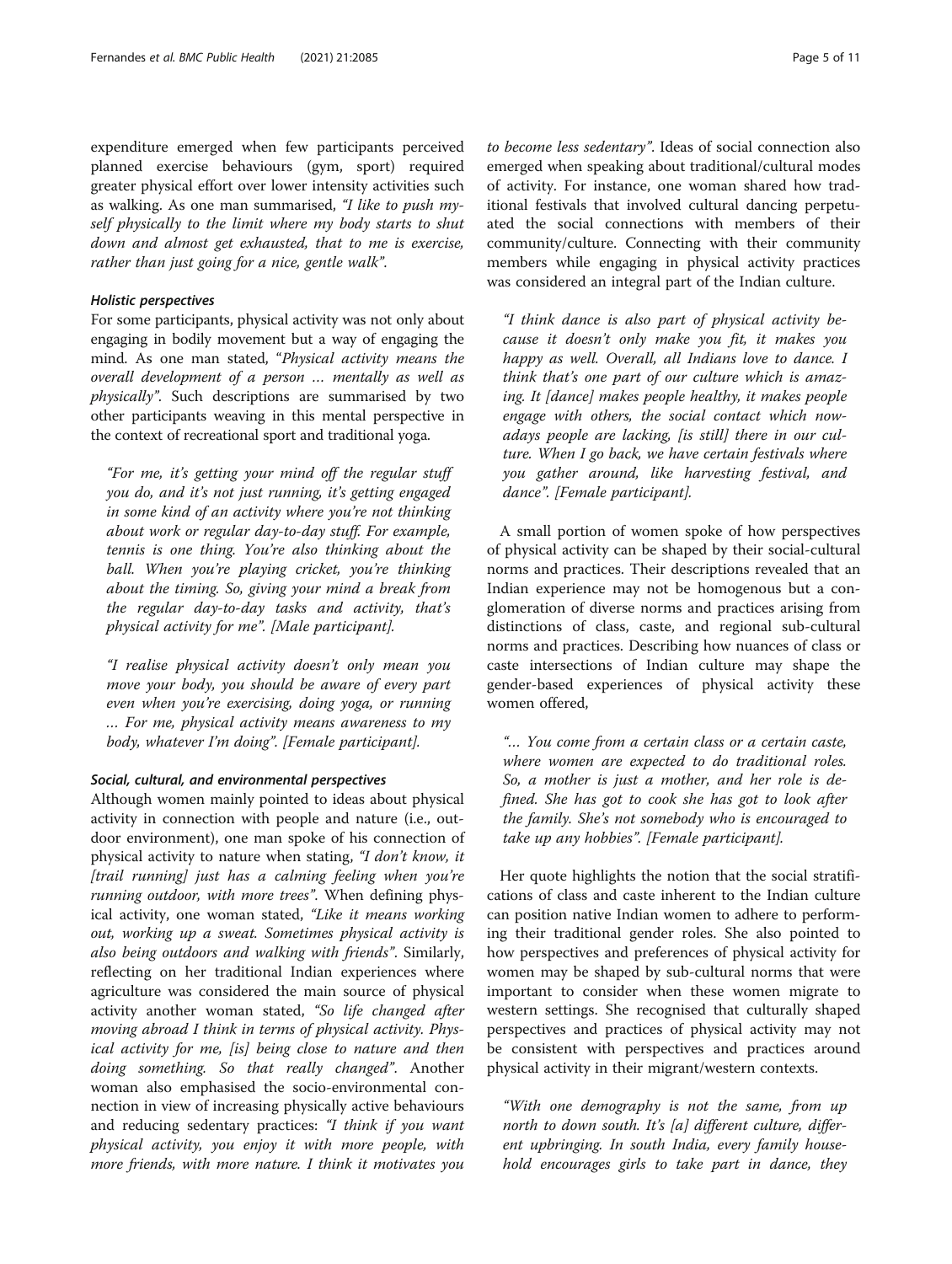expenditure emerged when few participants perceived planned exercise behaviours (gym, sport) required greater physical effort over lower intensity activities such as walking. As one man summarised, *"I like to push myself physically to the limit where my body starts to shut down and almost get exhausted, that to me is exercise, rather than just going for a nice, gentle walk"*.

#### *Holistic perspectives*

For some participants, physical activity was not only about engaging in bodily movement but a way of engaging the mind. As one man stated, *"Physical activity means the overall development of a person … mentally as well as physically"*. Such descriptions are summarised by two other participants weaving in this mental perspective in the context of recreational sport and traditional yoga.

> *"For me, it's getting your mind off the regular stuff you do, and it's not just running, it's getting engaged in some kind of an activity where you're not thinking about work or regular day-to-day stuff. For example, tennis is one thing. You're also thinking about the ball. When you're playing cricket, you're thinking about the timing. So, giving your mind a break from the regular day-to-day tasks and activity, that's physical activity for me". [Male participant].*

> *"I realise physical activity doesn't only mean you move your body, you should be aware of every part even when you're exercising, doing yoga, or running … For me, physical activity means awareness to my body, whatever I'm doing". [Female participant].*

#### *Social, cultural, and environmental perspectives*

Although women mainly pointed to ideas about physical activity in connection with people and nature (i.e., outdoor environment), one man spoke of his connection of physical activity to nature when stating, *"I don't know, it [trail running] just has a calming feeling when you're running outdoor, with more trees"*. When defining physical activity, one woman stated, *"Like it means working out, working up a sweat. Sometimes physical activity is also being outdoors and walking with friends"*. Similarly, reflecting on her traditional Indian experiences where agriculture was considered the main source of physical activity another woman stated, *"So life changed after moving abroad I think in terms of physical activity. Physical activity for me, [is] being close to nature and then doing something. So that really changed"*. Another woman also emphasised the socio-environmental connection in view of increasing physically active behaviours and reducing sedentary practices: *"I think if you want physical activity, you enjoy it with more people, with more friends, with more nature. I think it motivates you to become less sedentary"*. Ideas of social connection also emerged when speaking about traditional/cultural modes of activity. For instance, one woman shared how traditional festivals that involved cultural dancing perpetuated the social connections with members of their community/culture. Connecting with their community members while engaging in physical activity practices was considered an integral part of the Indian culture.

> *"I think dance is also part of physical activity because it doesn't only make you fit, it makes you happy as well. Overall, all Indians love to dance. I think that's one part of our culture which is amazing. It [dance] makes people healthy, it makes people engage with others, the social contact which nowadays people are lacking, [is still] there in our culture. When I go back, we have certain festivals where you gather around, like harvesting festival, and dance". [Female participant].*

A small portion of women spoke of how perspectives of physical activity can be shaped by their social-cultural norms and practices. Their descriptions revealed that an Indian experience may not be homogenous but a conglomeration of diverse norms and practices arising from distinctions of class, caste, and regional sub-cultural norms and practices. Describing how nuances of class or caste intersections of Indian culture may shape the gender-based experiences of physical activity these women offered,

> *"… You come from a certain class or a certain caste, where women are expected to do traditional roles. So, a mother is just a mother, and her role is defined. She has got to cook she has got to look after the family. She's not somebody who is encouraged to take up any hobbies". [Female participant].*

Her quote highlights the notion that the social stratifications of class and caste inherent to the Indian culture can position native Indian women to adhere to performing their traditional gender roles. She also pointed to how perspectives and preferences of physical activity for women may be shaped by sub-cultural norms that were important to consider when these women migrate to western settings. She recognised that culturally shaped perspectives and practices of physical activity may not be consistent with perspectives and practices around physical activity in their migrant/western contexts.

> *"With one demography is not the same, from up north to down south. It's [a] different culture, different upbringing. In south India, every family household encourages girls to take part in dance, they*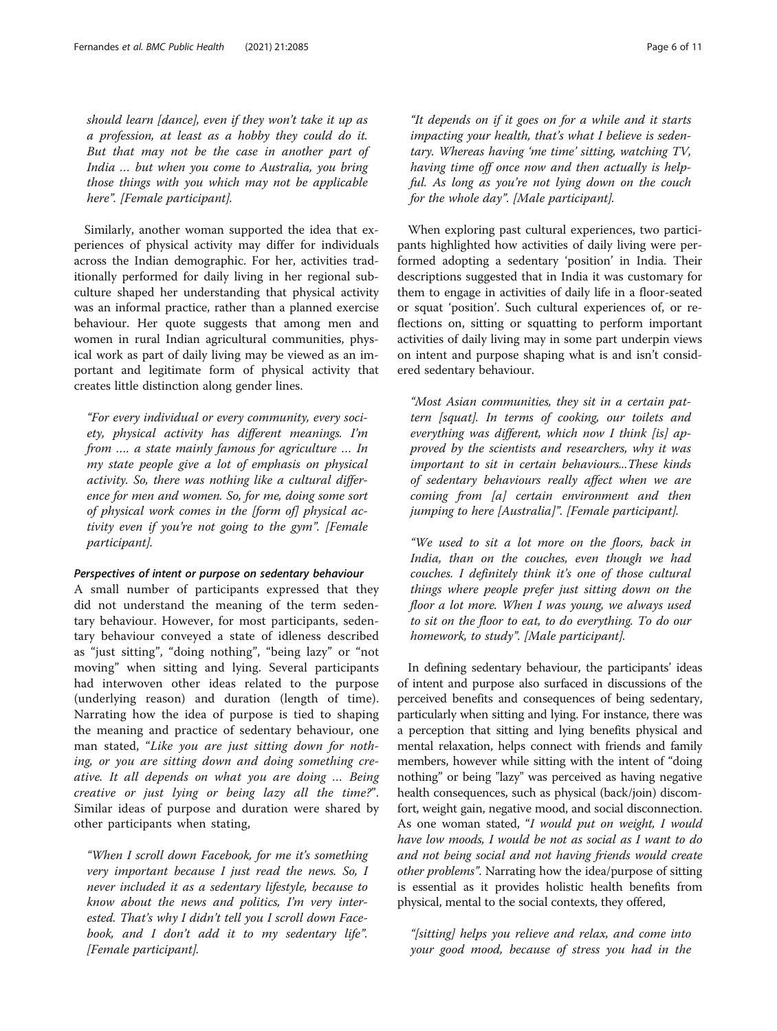*should learn [dance], even if they won't take it up as a profession, at least as a hobby they could do it. But that may not be the case in another part of India … but when you come to Australia, you bring those things with you which may not be applicable here". [Female participant].*

Similarly, another woman supported the idea that experiences of physical activity may differ for individuals across the Indian demographic. For her, activities traditionally performed for daily living in her regional subculture shaped her understanding that physical activity was an informal practice, rather than a planned exercise behaviour. Her quote suggests that among men and women in rural Indian agricultural communities, physical work as part of daily living may be viewed as an important and legitimate form of physical activity that creates little distinction along gender lines.

> *"For every individual or every community, every society, physical activity has different meanings. I'm from …. a state mainly famous for agriculture … In my state people give a lot of emphasis on physical activity. So, there was nothing like a cultural difference for men and women. So, for me, doing some sort of physical work comes in the [form of] physical activity even if you're not going to the gym". [Female participant].*

#### Perspectives of intent or purpose on sedentary behaviour

A small number of participants expressed that they did not understand the meaning of the term sedentary behaviour. However, for most participants, sedentary behaviour conveyed a state of idleness described as "just sitting", "doing nothing", "being lazy" or "not moving" when sitting and lying. Several participants had interwoven other ideas related to the purpose (underlying reason) and duration (length of time). Narrating how the idea of purpose is tied to shaping the meaning and practice of sedentary behaviour, one man stated, "*Like you are just sitting down for nothing, or you are sitting down and doing something creative. It all depends on what you are doing … Being creative or just lying or being lazy all the time?*". Similar ideas of purpose and duration were shared by other participants when stating,

> *"When I scroll down Facebook, for me it's something very important because I just read the news. So, I never included it as a sedentary lifestyle, because to know about the news and politics, I'm very interested. That's why I didn't tell you I scroll down Facebook, and I don't add it to my sedentary life". [Female participant].*

> *"It depends on if it goes on for a while and it starts impacting your health, that's what I believe is sedentary. Whereas having 'me time' sitting, watching TV, having time off once now and then actually is helpful. As long as you're not lying down on the couch for the whole day". [Male participant].*

When exploring past cultural experiences, two participants highlighted how activities of daily living were performed adopting a sedentary 'position' in India. Their descriptions suggested that in India it was customary for them to engage in activities of daily life in a floor-seated or squat 'position'. Such cultural experiences of, or reflections on, sitting or squatting to perform important activities of daily living may in some part underpin views on intent and purpose shaping what is and isn't considered sedentary behaviour.

> *"Most Asian communities, they sit in a certain pattern [squat]. In terms of cooking, our toilets and everything was different, which now I think [is] approved by the scientists and researchers, why it was important to sit in certain behaviours...These kinds of sedentary behaviours really affect when we are coming from [a] certain environment and then jumping to here [Australia]". [Female participant].*

> *"We used to sit a lot more on the floors, back in India, than on the couches, even though we had couches. I definitely think it's one of those cultural things where people prefer just sitting down on the floor a lot more. When I was young, we always used to sit on the floor to eat, to do everything. To do our homework, to study". [Male participant].*

In defining sedentary behaviour, the participants' ideas of intent and purpose also surfaced in discussions of the perceived benefits and consequences of being sedentary, particularly when sitting and lying. For instance, there was a perception that sitting and lying benefits physical and mental relaxation, helps connect with friends and family members, however while sitting with the intent of "doing nothing" or being "lazy" was perceived as having negative health consequences, such as physical (back/join) discomfort, weight gain, negative mood, and social disconnection. As one woman stated, "*I would put on weight, I would have low moods, I would be not as social as I want to do and not being social and not having friends would create other problems*". Narrating how the idea/purpose of sitting is essential as it provides holistic health benefits from physical, mental to the social contexts, they offered,

> *"[sitting] helps you relieve and relax, and come into your good mood, because of stress you had in the*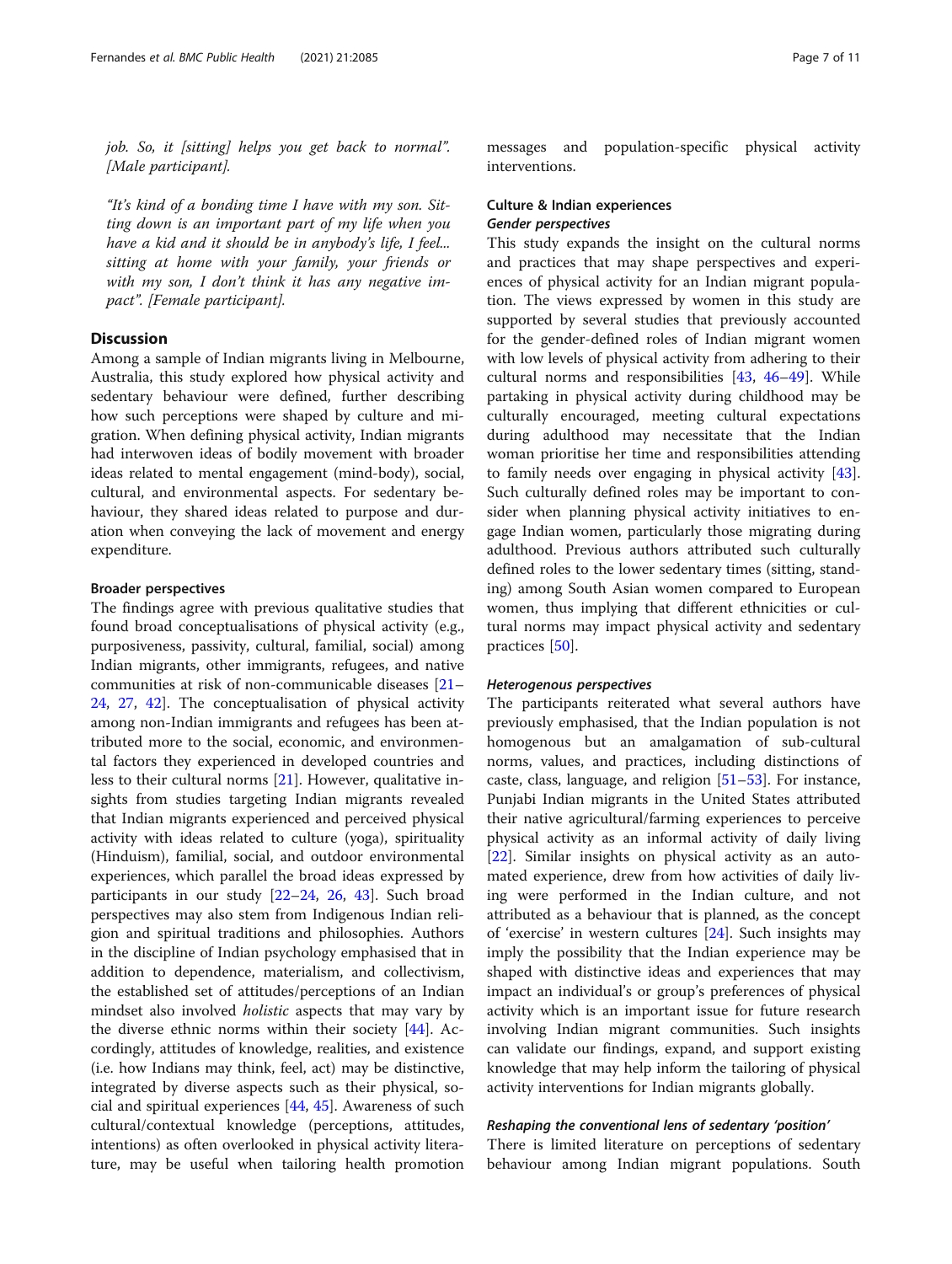*job. So, it [sitting] helps you get back to normal". [Male participant].*

*"It's kind of a bonding time I have with my son. Sitting down is an important part of my life when you have a kid and it should be in anybody's life, I feel... sitting at home with your family, your friends or with my son, I don't think it has any negative impact". [Female participant].*

## Discussion

Among a sample of Indian migrants living in Melbourne, Australia, this study explored how physical activity and sedentary behaviour were defined, further describing how such perceptions were shaped by culture and migration. When defining physical activity, Indian migrants had interwoven ideas of bodily movement with broader ideas related to mental engagement (mind-body), social, cultural, and environmental aspects. For sedentary behaviour, they shared ideas related to purpose and duration when conveying the lack of movement and energy expenditure.

### Broader perspectives

The findings agree with previous qualitative studies that found broad conceptualisations of physical activity (e.g., purposiveness, passivity, cultural, familial, social) among Indian migrants, other immigrants, refugees, and native communities at risk of non-communicable diseases [21–24, 27, 42]. The conceptualisation of physical activity among non-Indian immigrants and refugees has been attributed more to the social, economic, and environmental factors they experienced in developed countries and less to their cultural norms [21]. However, qualitative insights from studies targeting Indian migrants revealed that Indian migrants experienced and perceived physical activity with ideas related to culture (yoga), spirituality (Hinduism), familial, social, and outdoor environmental experiences, which parallel the broad ideas expressed by participants in our study [22–24, 26, 43]. Such broad perspectives may also stem from Indigenous Indian religion and spiritual traditions and philosophies. Authors in the discipline of Indian psychology emphasised that in addition to dependence, materialism, and collectivism, the established set of attitudes/perceptions of an Indian mindset also involved *holistic* aspects that may vary by the diverse ethnic norms within their society [44]. Accordingly, attitudes of knowledge, realities, and existence (i.e. how Indians may think, feel, act) may be distinctive, integrated by diverse aspects such as their physical, social and spiritual experiences [44, 45]. Awareness of such cultural/contextual knowledge (perceptions, attitudes, intentions) as often overlooked in physical activity literature, may be useful when tailoring health promotion messages and population-specific physical activity interventions.

### Culture & Indian experiences

#### *Gender perspectives*

This study expands the insight on the cultural norms and practices that may shape perspectives and experiences of physical activity for an Indian migrant population. The views expressed by women in this study are supported by several studies that previously accounted for the gender-defined roles of Indian migrant women with low levels of physical activity from adhering to their cultural norms and responsibilities [43, 46–49]. While partaking in physical activity during childhood may be culturally encouraged, meeting cultural expectations during adulthood may necessitate that the Indian woman prioritise her time and responsibilities attending to family needs over engaging in physical activity [43]. Such culturally defined roles may be important to consider when planning physical activity initiatives to engage Indian women, particularly those migrating during adulthood. Previous authors attributed such culturally defined roles to the lower sedentary times (sitting, standing) among South Asian women compared to European women, thus implying that different ethnicities or cultural norms may impact physical activity and sedentary practices [50].

#### *Heterogenous perspectives*

The participants reiterated what several authors have previously emphasised, that the Indian population is not homogenous but an amalgamation of sub-cultural norms, values, and practices, including distinctions of caste, class, language, and religion [51–53]. For instance, Punjabi Indian migrants in the United States attributed their native agricultural/farming experiences to perceive physical activity as an informal activity of daily living [22]. Similar insights on physical activity as an automated experience, drew from how activities of daily living were performed in the Indian culture, and not attributed as a behaviour that is planned, as the concept of 'exercise' in western cultures [24]. Such insights may imply the possibility that the Indian experience may be shaped with distinctive ideas and experiences that may impact an individual's or group's preferences of physical activity which is an important issue for future research involving Indian migrant communities. Such insights can validate our findings, expand, and support existing knowledge that may help inform the tailoring of physical activity interventions for Indian migrants globally.

#### *Reshaping the conventional lens of sedentary 'position'*

There is limited literature on perceptions of sedentary behaviour among Indian migrant populations. South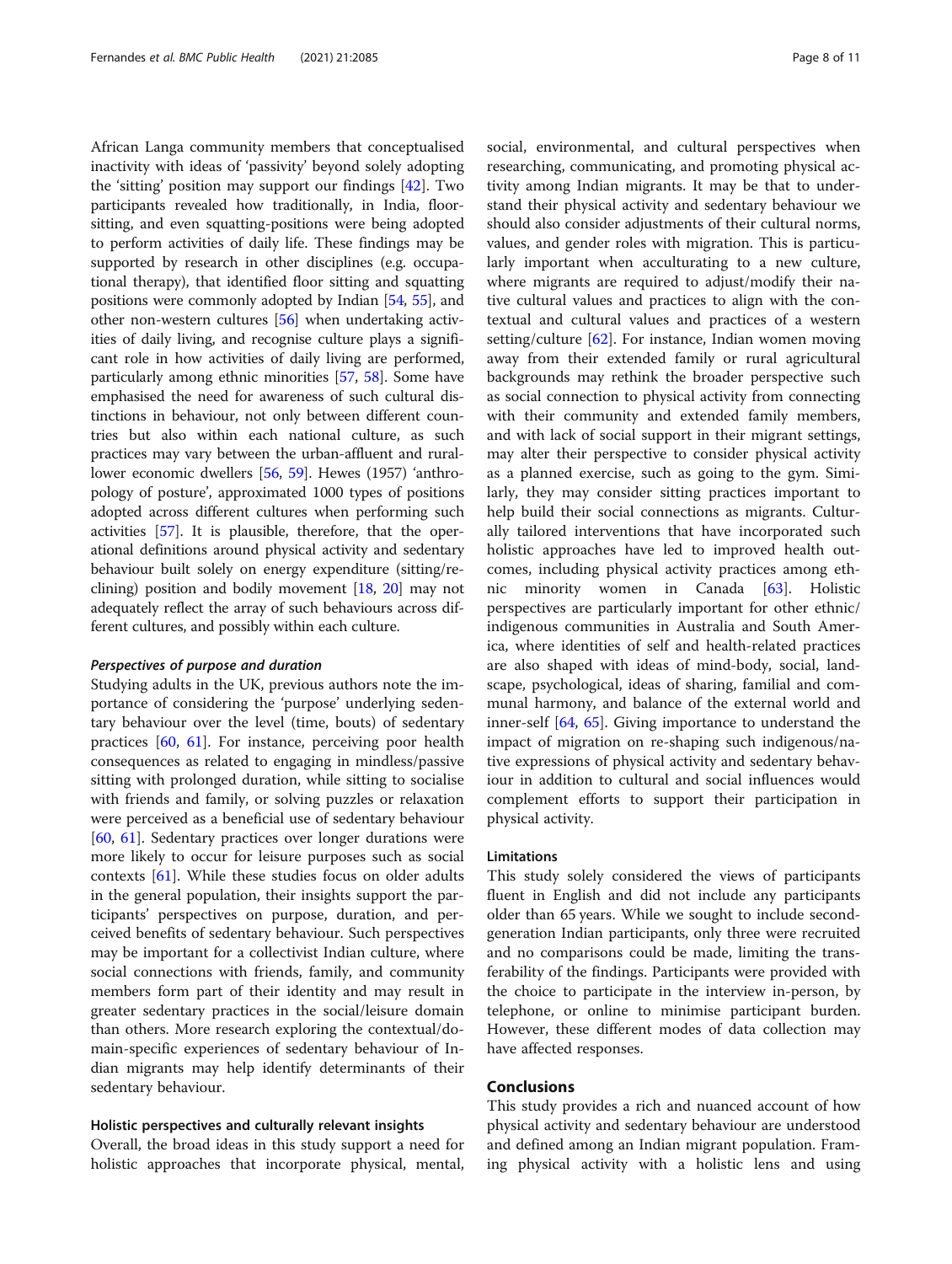African Langa community members that conceptualised inactivity with ideas of 'passivity' beyond solely adopting the 'sitting' position may support our findings [42]. Two participants revealed how traditionally, in India, floor-sitting, and even squatting-positions were being adopted to perform activities of daily life. These findings may be supported by research in other disciplines (e.g. occupational therapy), that identified floor sitting and squatting positions were commonly adopted by Indian [54, 55], and other non-western cultures [56] when undertaking activities of daily living, and recognise culture plays a significant role in how activities of daily living are performed, particularly among ethnic minorities [57, 58]. Some have emphasised the need for awareness of such cultural distinctions in behaviour, not only between different countries but also within each national culture, as such practices may vary between the urban-affluent and rural-lower economic dwellers [56, 59]. Hewes (1957) 'anthropology of posture', approximated 1000 types of positions adopted across different cultures when performing such activities [57]. It is plausible, therefore, that the operational definitions around physical activity and sedentary behaviour built solely on energy expenditure (sitting/reclining) position and bodily movement [18, 20] may not adequately reflect the array of such behaviours across different cultures, and possibly within each culture.

#### *Perspectives of purpose and duration*

Studying adults in the UK, previous authors note the importance of considering the 'purpose' underlying sedentary behaviour over the level (time, bouts) of sedentary practices [60, 61]. For instance, perceiving poor health consequences as related to engaging in mindless/passive sitting with prolonged duration, while sitting to socialise with friends and family, or solving puzzles or relaxation were perceived as a beneficial use of sedentary behaviour [60, 61]. Sedentary practices over longer durations were more likely to occur for leisure purposes such as social contexts [61]. While these studies focus on older adults in the general population, their insights support the participants' perspectives on purpose, duration, and perceived benefits of sedentary behaviour. Such perspectives may be important for a collectivist Indian culture, where social connections with friends, family, and community members form part of their identity and may result in greater sedentary practices in the social/leisure domain than others. More research exploring the contextual/domain-specific experiences of sedentary behaviour of Indian migrants may help identify determinants of their sedentary behaviour.

### Holistic perspectives and culturally relevant insights

Overall, the broad ideas in this study support a need for holistic approaches that incorporate physical, mental, social, environmental, and cultural perspectives when researching, communicating, and promoting physical activity among Indian migrants. It may be that to understand their physical activity and sedentary behaviour we should also consider adjustments of their cultural norms, values, and gender roles with migration. This is particularly important when acculturating to a new culture, where migrants are required to adjust/modify their native cultural values and practices to align with the contextual and cultural values and practices of a western setting/culture [62]. For instance, Indian women moving away from their extended family or rural agricultural backgrounds may rethink the broader perspective such as social connection to physical activity from connecting with their community and extended family members, and with lack of social support in their migrant settings, may alter their perspective to consider physical activity as a planned exercise, such as going to the gym. Similarly, they may consider sitting practices important to help build their social connections as migrants. Culturally tailored interventions that have incorporated such holistic approaches have led to improved health outcomes, including physical activity practices among ethnic minority women in Canada [63]. Holistic perspectives are particularly important for other ethnic/indigenous communities in Australia and South America, where identities of self and health-related practices are also shaped with ideas of mind-body, social, landscape, psychological, ideas of sharing, familial and communal harmony, and balance of the external world and inner-self [64, 65]. Giving importance to understand the impact of migration on re-shaping such indigenous/native expressions of physical activity and sedentary behaviour in addition to cultural and social influences would complement efforts to support their participation in physical activity.

### Limitations

This study solely considered the views of participants fluent in English and did not include any participants older than 65 years. While we sought to include second-generation Indian participants, only three were recruited and no comparisons could be made, limiting the transferability of the findings. Participants were provided with the choice to participate in the interview in-person, by telephone, or online to minimise participant burden. However, these different modes of data collection may have affected responses.

## Conclusions

This study provides a rich and nuanced account of how physical activity and sedentary behaviour are understood and defined among an Indian migrant population. Framing physical activity with a holistic lens and using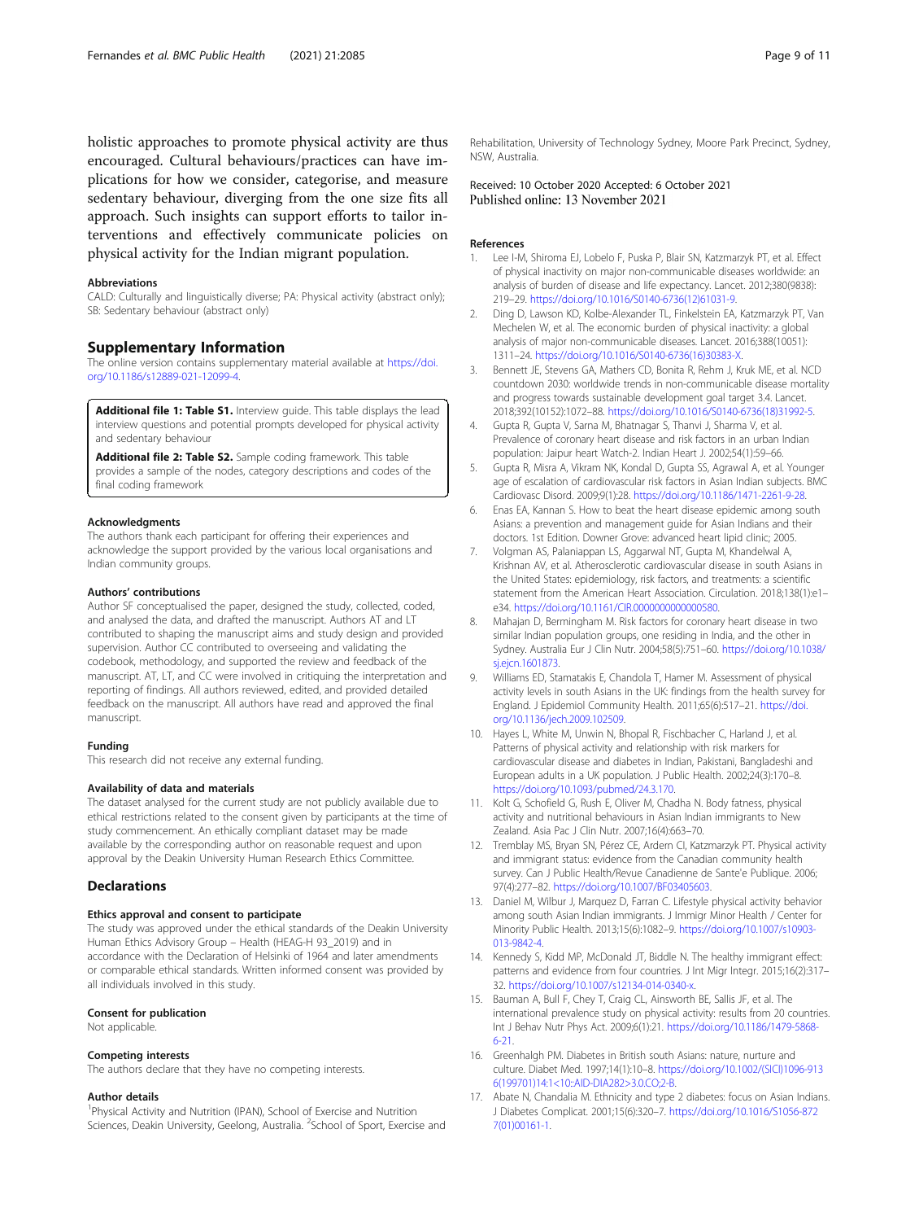holistic approaches to promote physical activity are thus encouraged. Cultural behaviours/practices can have implications for how we consider, categorise, and measure sedentary behaviour, diverging from the one size fits all approach. Such insights can support efforts to tailor interventions and effectively communicate policies on physical activity for the Indian migrant population.

### Abbreviations

CALD: Culturally and linguistically diverse; PA: Physical activity (abstract only); SB: Sedentary behaviour (abstract only)

## Supplementary Information

The online version contains supplementary material available at https://doi.org/10.1186/s12889-021-12099-4.

**Additional file 1: Table S1.** Interview guide. This table displays the lead interview questions and potential prompts developed for physical activity and sedentary behaviour

**Additional file 2: Table S2.** Sample coding framework. This table provides a sample of the nodes, category descriptions and codes of the final coding framework

### Acknowledgments

The authors thank each participant for offering their experiences and acknowledge the support provided by the various local organisations and Indian community groups.

### Authors' contributions

Author SF conceptualised the paper, designed the study, collected, coded, and analysed the data, and drafted the manuscript. Authors AT and LT contributed to shaping the manuscript aims and study design and provided supervision. Author CC contributed to overseeing and validating the codebook, methodology, and supported the review and feedback of the manuscript. AT, LT, and CC were involved in critiquing the interpretation and reporting of findings. All authors reviewed, edited, and provided detailed feedback on the manuscript. All authors have read and approved the final manuscript.

### Funding

This research did not receive any external funding.

### Availability of data and materials

The dataset analysed for the current study are not publicly available due to ethical restrictions related to the consent given by participants at the time of study commencement. An ethically compliant dataset may be made available by the corresponding author on reasonable request and upon approval by the Deakin University Human Research Ethics Committee.

## Declarations

### Ethics approval and consent to participate

The study was approved under the ethical standards of the Deakin University Human Ethics Advisory Group – Health (HEAG-H 93_2019) and in accordance with the Declaration of Helsinki of 1964 and later amendments or comparable ethical standards. Written informed consent was provided by all individuals involved in this study.

### Consent for publication

Not applicable.

### Competing interests

The authors declare that they have no competing interests.

### Author details

[1]Physical Activity and Nutrition (IPAN), School of Exercise and Nutrition Sciences, Deakin University, Geelong, Australia. [2]School of Sport, Exercise and Rehabilitation, University of Technology Sydney, Moore Park Precinct, Sydney, NSW, Australia.

Received: 10 October 2020 Accepted: 6 October 2021
Published online: 13 November 2021

### References

1. Lee I-M, Shiroma EJ, Lobelo F, Puska P, Blair SN, Katzmarzyk PT, et al. Effect of physical inactivity on major non-communicable diseases worldwide: an analysis of burden of disease and life expectancy. Lancet. 2012;380(9838):219–29. https://doi.org/10.1016/S0140-6736(12)61031-9.
2. Ding D, Lawson KD, Kolbe-Alexander TL, Finkelstein EA, Katzmarzyk PT, Van Mechelen W, et al. The economic burden of physical inactivity: a global analysis of major non-communicable diseases. Lancet. 2016;388(10051):1311–24. https://doi.org/10.1016/S0140-6736(16)30383-X.
3. Bennett JE, Stevens GA, Mathers CD, Bonita R, Rehm J, Kruk ME, et al. NCD countdown 2030: worldwide trends in non-communicable disease mortality and progress towards sustainable development goal target 3.4. Lancet. 2018;392(10152):1072–88. https://doi.org/10.1016/S0140-6736(18)31992-5.
4. Gupta R, Gupta V, Sarna M, Bhatnagar S, Thanvi J, Sharma V, et al. Prevalence of coronary heart disease and risk factors in an urban Indian population: Jaipur heart Watch-2. Indian Heart J. 2002;54(1):59–66.
5. Gupta R, Misra A, Vikram NK, Kondal D, Gupta SS, Agrawal A, et al. Younger age of escalation of cardiovascular risk factors in Asian Indian subjects. BMC Cardiovasc Disord. 2009;9(1):28. https://doi.org/10.1186/1471-2261-9-28.
6. Enas EA, Kannan S. How to beat the heart disease epidemic among south Asians: a prevention and management guide for Asian Indians and their doctors. 1st Edition. Downer Grove: advanced heart lipid clinic; 2005.
7. Volgman AS, Palaniappan LS, Aggarwal NT, Gupta M, Khandelwal A, Krishnan AV, et al. Atherosclerotic cardiovascular disease in south Asians in the United States: epidemiology, risk factors, and treatments: a scientific statement from the American Heart Association. Circulation. 2018;138(1):e1–e34. https://doi.org/10.1161/CIR.0000000000000580.
8. Mahajan D, Bermingham M. Risk factors for coronary heart disease in two similar Indian population groups, one residing in India, and the other in Sydney. Australia Eur J Clin Nutr. 2004;58(5):751–60. https://doi.org/10.1038/sj.ejcn.1601873.
9. Williams ED, Stamatakis E, Chandola T, Hamer M. Assessment of physical activity levels in south Asians in the UK: findings from the health survey for England. J Epidemiol Community Health. 2011;65(6):517–21. https://doi.org/10.1136/jech.2009.102509.
10. Hayes L, White M, Unwin N, Bhopal R, Fischbacher C, Harland J, et al. Patterns of physical activity and relationship with risk markers for cardiovascular disease and diabetes in Indian, Pakistani, Bangladeshi and European adults in a UK population. J Public Health. 2002;24(3):170–8. https://doi.org/10.1093/pubmed/24.3.170.
11. Kolt G, Schofield G, Rush E, Oliver M, Chadha N. Body fatness, physical activity and nutritional behaviours in Asian Indian immigrants to New Zealand. Asia Pac J Clin Nutr. 2007;16(4):663–70.
12. Tremblay MS, Bryan SN, Pérez CE, Ardern CI, Katzmarzyk PT. Physical activity and immigrant status: evidence from the Canadian community health survey. Can J Public Health/Revue Canadienne de Sante'e Publique. 2006;97(4):277–82. https://doi.org/10.1007/BF03405603.
13. Daniel M, Wilbur J, Marquez D, Farran C. Lifestyle physical activity behavior among south Asian Indian immigrants. J Immigr Minor Health / Center for Minority Public Health. 2013;15(6):1082–9. https://doi.org/10.1007/s10903-013-9842-4.
14. Kennedy S, Kidd MP, McDonald JT, Biddle N. The healthy immigrant effect: patterns and evidence from four countries. J Int Migr Integr. 2015;16(2):317–32. https://doi.org/10.1007/s12134-014-0340-x.
15. Bauman A, Bull F, Chey T, Craig CL, Ainsworth BE, Sallis JF, et al. The international prevalence study on physical activity: results from 20 countries. Int J Behav Nutr Phys Act. 2009;6(1):21. https://doi.org/10.1186/1479-5868-6-21.
16. Greenhalgh PM. Diabetes in British south Asians: nature, nurture and culture. Diabet Med. 1997;14(1):10–8. https://doi.org/10.1002/(SICI)1096-9136(199701)14:1<10::AID-DIA282>3.0.CO;2-B.
17. Abate N, Chandalia M. Ethnicity and type 2 diabetes: focus on Asian Indians. J Diabetes Complicat. 2001;15(6):320–7. https://doi.org/10.1016/S1056-8727(01)00161-1.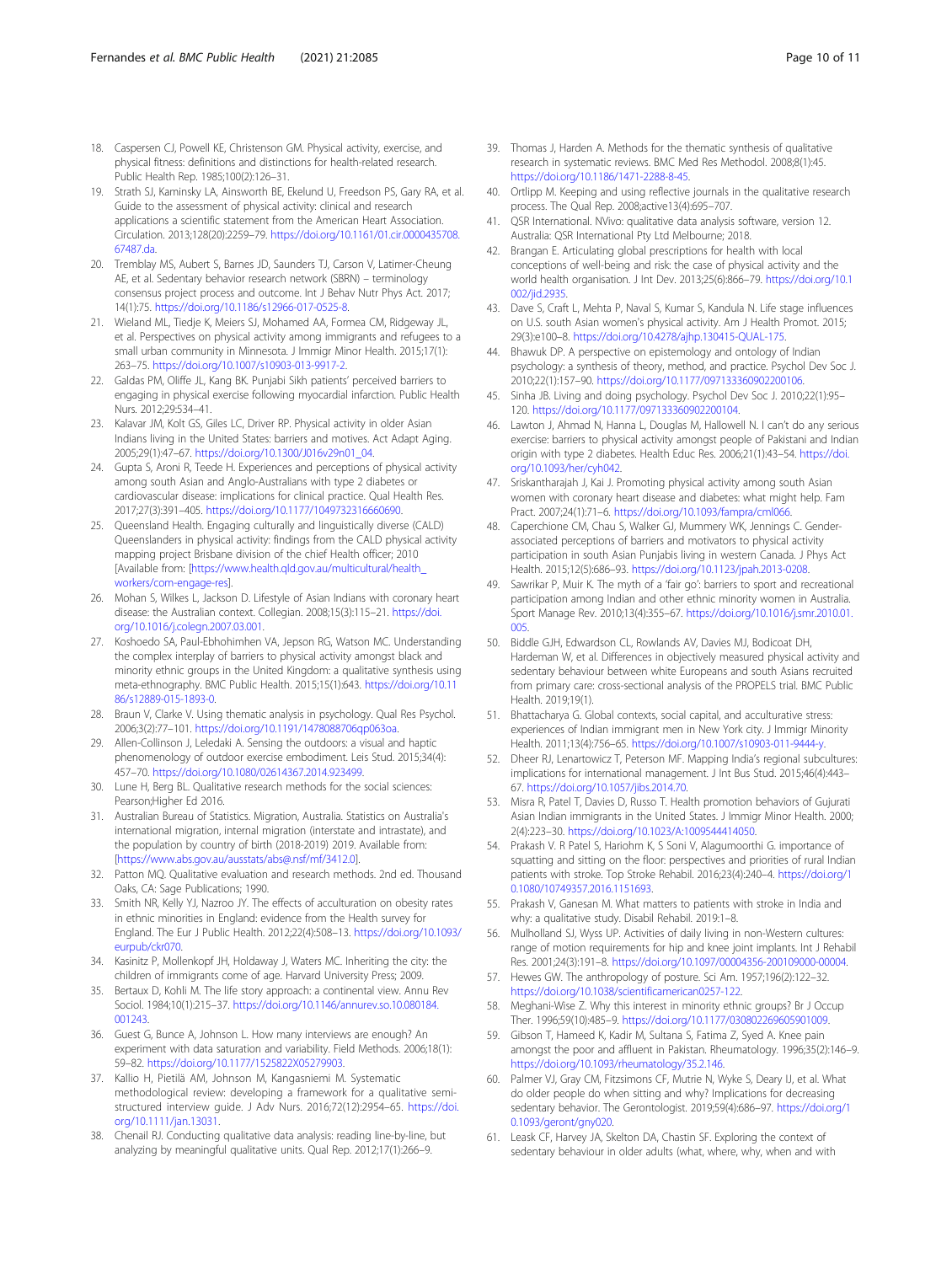18. Caspersen CJ, Powell KE, Christenson GM. Physical activity, exercise, and physical fitness: definitions and distinctions for health-related research. Public Health Rep. 1985;100(2):126–31.
19. Strath SJ, Kaminsky LA, Ainsworth BE, Ekelund U, Freedson PS, Gary RA, et al. Guide to the assessment of physical activity: clinical and research applications a scientific statement from the American Heart Association. Circulation. 2013;128(20):2259–79. https://doi.org/10.1161/01.cir.0000435708.67487.da.
20. Tremblay MS, Aubert S, Barnes JD, Saunders TJ, Carson V, Latimer-Cheung AE, et al. Sedentary behavior research network (SBRN) – terminology consensus project process and outcome. Int J Behav Nutr Phys Act. 2017;14(1):75. https://doi.org/10.1186/s12966-017-0525-8.
21. Wieland ML, Tiedje K, Meiers SJ, Mohamed AA, Formea CM, Ridgeway JL, et al. Perspectives on physical activity among immigrants and refugees to a small urban community in Minnesota. J Immigr Minor Health. 2015;17(1):263–75. https://doi.org/10.1007/s10903-013-9917-2.
22. Galdas PM, Oliffe JL, Kang BK. Punjabi Sikh patients' perceived barriers to engaging in physical exercise following myocardial infarction. Public Health Nurs. 2012;29:534–41.
23. Kalavar JM, Kolt GS, Giles LC, Driver RP. Physical activity in older Asian Indians living in the United States: barriers and motives. Act Adapt Aging. 2005;29(1):47–67. https://doi.org/10.1300/J016v29n01_04.
24. Gupta S, Aroni R, Teede H. Experiences and perceptions of physical activity among south Asian and Anglo-Australians with type 2 diabetes or cardiovascular disease: implications for clinical practice. Qual Health Res. 2017;27(3):391–405. https://doi.org/10.1177/1049732316660690.
25. Queensland Health. Engaging culturally and linguistically diverse (CALD) Queenslanders in physical activity: findings from the CALD physical activity mapping project Brisbane division of the chief Health officer; 2010 [Available from: [https://www.health.qld.gov.au/multicultural/health_workers/com-engage-res].
26. Mohan S, Wilkes L, Jackson D. Lifestyle of Asian Indians with coronary heart disease: the Australian context. Collegian. 2008;15(3):115–21. https://doi.org/10.1016/j.colegn.2007.03.001.
27. Koshoedo SA, Paul-Ebhohimhen VA, Jepson RG, Watson MC. Understanding the complex interplay of barriers to physical activity amongst black and minority ethnic groups in the United Kingdom: a qualitative synthesis using meta-ethnography. BMC Public Health. 2015;15(1):643. https://doi.org/10.1186/s12889-015-1893-0.
28. Braun V, Clarke V. Using thematic analysis in psychology. Qual Res Psychol. 2006;3(2):77–101. https://doi.org/10.1191/1478088706qp063oa.
29. Allen-Collinson J, Leledaki A. Sensing the outdoors: a visual and haptic phenomenology of outdoor exercise embodiment. Leis Stud. 2015;34(4):457–70. https://doi.org/10.1080/02614367.2014.923499.
30. Lune H, Berg BL. Qualitative research methods for the social sciences: Pearson;Higher Ed 2016.
31. Australian Bureau of Statistics. Migration, Australia. Statistics on Australia's international migration, internal migration (interstate and intrastate), and the population by country of birth (2018-2019) 2019. Available from: [https://www.abs.gov.au/ausstats/abs@.nsf/mf/3412.0].
32. Patton MQ. Qualitative evaluation and research methods. 2nd ed. Thousand Oaks, CA: Sage Publications; 1990.
33. Smith NR, Kelly YJ, Nazroo JY. The effects of acculturation on obesity rates in ethnic minorities in England: evidence from the Health survey for England. The Eur J Public Health. 2012;22(4):508–13. https://doi.org/10.1093/eurpub/ckr070.
34. Kasinitz P, Mollenkopf JH, Holdaway J, Waters MC. Inheriting the city: the children of immigrants come of age. Harvard University Press; 2009.
35. Bertaux D, Kohli M. The life story approach: a continental view. Annu Rev Sociol. 1984;10(1):215–37. https://doi.org/10.1146/annurev.so.10.080184.001243.
36. Guest G, Bunce A, Johnson L. How many interviews are enough? An experiment with data saturation and variability. Field Methods. 2006;18(1):59–82. https://doi.org/10.1177/1525822X05279903.
37. Kallio H, Pietilä AM, Johnson M, Kangasniemi M. Systematic methodological review: developing a framework for a qualitative semi-structured interview guide. J Adv Nurs. 2016;72(12):2954–65. https://doi.org/10.1111/jan.13031.
38. Chenail RJ. Conducting qualitative data analysis: reading line-by-line, but analyzing by meaningful qualitative units. Qual Rep. 2012;17(1):266–9.
39. Thomas J, Harden A. Methods for the thematic synthesis of qualitative research in systematic reviews. BMC Med Res Methodol. 2008;8(1):45. https://doi.org/10.1186/1471-2288-8-45.
40. Ortlipp M. Keeping and using reflective journals in the qualitative research process. The Qual Rep. 2008;active13(4):695–707.
41. QSR International. NVivo: qualitative data analysis software, version 12. Australia: QSR International Pty Ltd Melbourne; 2018.
42. Brangan E. Articulating global prescriptions for health with local conceptions of well-being and risk: the case of physical activity and the world health organisation. J Int Dev. 2013;25(6):866–79. https://doi.org/10.1002/jid.2935.
43. Dave S, Craft L, Mehta P, Naval S, Kumar S, Kandula N. Life stage influences on U.S. south Asian women's physical activity. Am J Health Promot. 2015;29(3):e100–8. https://doi.org/10.4278/ajhp.130415-QUAL-175.
44. Bhawuk DP. A perspective on epistemology and ontology of Indian psychology: a synthesis of theory, method, and practice. Psychol Dev Soc J. 2010;22(1):157–90. https://doi.org/10.1177/097133360902200106.
45. Sinha JB. Living and doing psychology. Psychol Dev Soc J. 2010;22(1):95–120. https://doi.org/10.1177/097133360902200104.
46. Lawton J, Ahmad N, Hanna L, Douglas M, Hallowell N. I can't do any serious exercise: barriers to physical activity amongst people of Pakistani and Indian origin with type 2 diabetes. Health Educ Res. 2006;21(1):43–54. https://doi.org/10.1093/her/cyh042.
47. Sriskantharajah J, Kai J. Promoting physical activity among south Asian women with coronary heart disease and diabetes: what might help. Fam Pract. 2007;24(1):71–6. https://doi.org/10.1093/fampra/cml066.
48. Caperchione CM, Chau S, Walker GJ, Mummery WK, Jennings C. Gender-associated perceptions of barriers and motivators to physical activity participation in south Asian Punjabis living in western Canada. J Phys Act Health. 2015;12(5):686–93. https://doi.org/10.1123/jpah.2013-0208.
49. Sawrikar P, Muir K. The myth of a 'fair go': barriers to sport and recreational participation among Indian and other ethnic minority women in Australia. Sport Manage Rev. 2010;13(4):355–67. https://doi.org/10.1016/j.smr.2010.01.005.
50. Biddle GJH, Edwardson CL, Rowlands AV, Davies MJ, Bodicoat DH, Hardeman W, et al. Differences in objectively measured physical activity and sedentary behaviour between white Europeans and south Asians recruited from primary care: cross-sectional analysis of the PROPELS trial. BMC Public Health. 2019;19(1).
51. Bhattacharya G. Global contexts, social capital, and acculturative stress: experiences of Indian immigrant men in New York city. J Immigr Minority Health. 2011;13(4):756–65. https://doi.org/10.1007/s10903-011-9444-y.
52. Dheer RJ, Lenartowicz T, Peterson MF. Mapping India's regional subcultures: implications for international management. J Int Bus Stud. 2015;46(4):443–67. https://doi.org/10.1057/jibs.2014.70.
53. Misra R, Patel T, Davies D, Russo T. Health promotion behaviors of Gujurati Asian Indian immigrants in the United States. J Immigr Minor Health. 2000;2(4):223–30. https://doi.org/10.1023/A:1009544414050.
54. Prakash V. R Patel S, Hariohm K, S Soni V, Alagumoorthi G. importance of squatting and sitting on the floor: perspectives and priorities of rural Indian patients with stroke. Top Stroke Rehabil. 2016;23(4):240–4. https://doi.org/10.1080/10749357.2016.1151693.
55. Prakash V, Ganesan M. What matters to patients with stroke in India and why: a qualitative study. Disabil Rehabil. 2019:1–8.
56. Mulholland SJ, Wyss UP. Activities of daily living in non-Western cultures: range of motion requirements for hip and knee joint implants. Int J Rehabil Res. 2001;24(3):191–8. https://doi.org/10.1097/00004356-200109000-00004.
57. Hewes GW. The anthropology of posture. Sci Am. 1957;196(2):122–32. https://doi.org/10.1038/scientificamerican0257-122.
58. Meghani-Wise Z. Why this interest in minority ethnic groups? Br J Occup Ther. 1996;59(10):485–9. https://doi.org/10.1177/030802269605901009.
59. Gibson T, Hameed K, Kadir M, Sultana S, Fatima Z, Syed A. Knee pain amongst the poor and affluent in Pakistan. Rheumatology. 1996;35(2):146–9. https://doi.org/10.1093/rheumatology/35.2.146.
60. Palmer VJ, Gray CM, Fitzsimons CF, Mutrie N, Wyke S, Deary IJ, et al. What do older people do when sitting and why? Implications for decreasing sedentary behavior. The Gerontologist. 2019;59(4):686–97. https://doi.org/10.1093/geront/gny020.
61. Leask CF, Harvey JA, Skelton DA, Chastin SF. Exploring the context of sedentary behaviour in older adults (what, where, why, when and with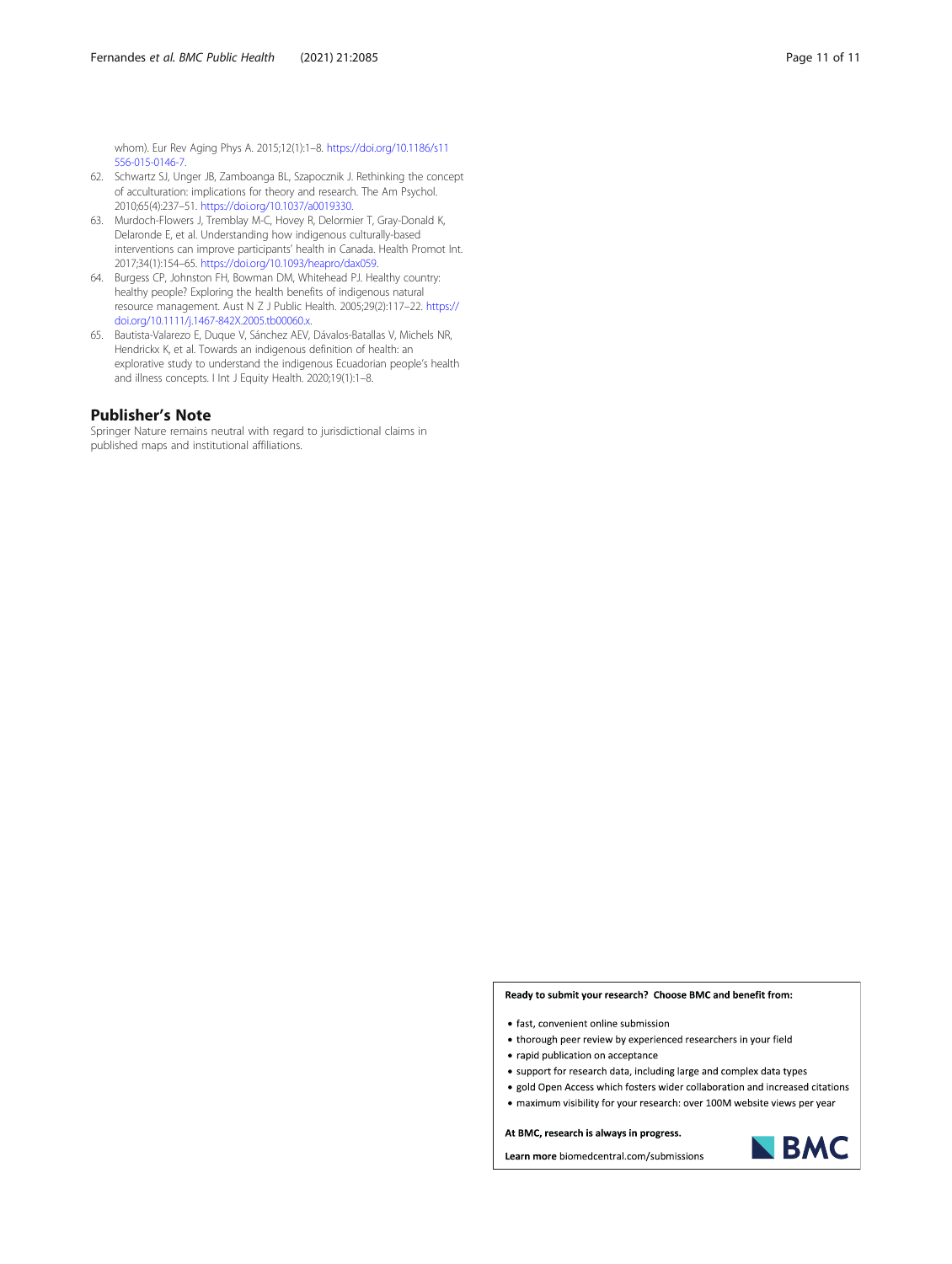whom). Eur Rev Aging Phys A. 2015;12(1):1–8. https://doi.org/10.1186/s11556-015-0146-7.

62. Schwartz SJ, Unger JB, Zamboanga BL, Szapocznik J. Rethinking the concept of acculturation: implications for theory and research. The Am Psychol. 2010;65(4):237–51. https://doi.org/10.1037/a0019330.
63. Murdoch-Flowers J, Tremblay M-C, Hovey R, Delormier T, Gray-Donald K, Delaronde E, et al. Understanding how indigenous culturally-based interventions can improve participants' health in Canada. Health Promot Int. 2017;34(1):154–65. https://doi.org/10.1093/heapro/dax059.
64. Burgess CP, Johnston FH, Bowman DM, Whitehead PJ. Healthy country: healthy people? Exploring the health benefits of indigenous natural resource management. Aust N Z J Public Health. 2005;29(2):117–22. https://doi.org/10.1111/j.1467-842X.2005.tb00060.x.
65. Bautista-Valarezo E, Duque V, Sánchez AEV, Dávalos-Batallas V, Michels NR, Hendrickx K, et al. Towards an indigenous definition of health: an explorative study to understand the indigenous Ecuadorian people's health and illness concepts. I Int J Equity Health. 2020;19(1):1–8.

## Publisher's Note

Springer Nature remains neutral with regard to jurisdictional claims in published maps and institutional affiliations.

**Ready to submit your research? Choose BMC and benefit from:**

- fast, convenient online submission
- thorough peer review by experienced researchers in your field
- rapid publication on acceptance
- support for research data, including large and complex data types
- gold Open Access which fosters wider collaboration and increased citations
- maximum visibility for your research: over 100M website views per year

**At BMC, research is always in progress.**

**Learn more** biomedcentral.com/submissions

BMC